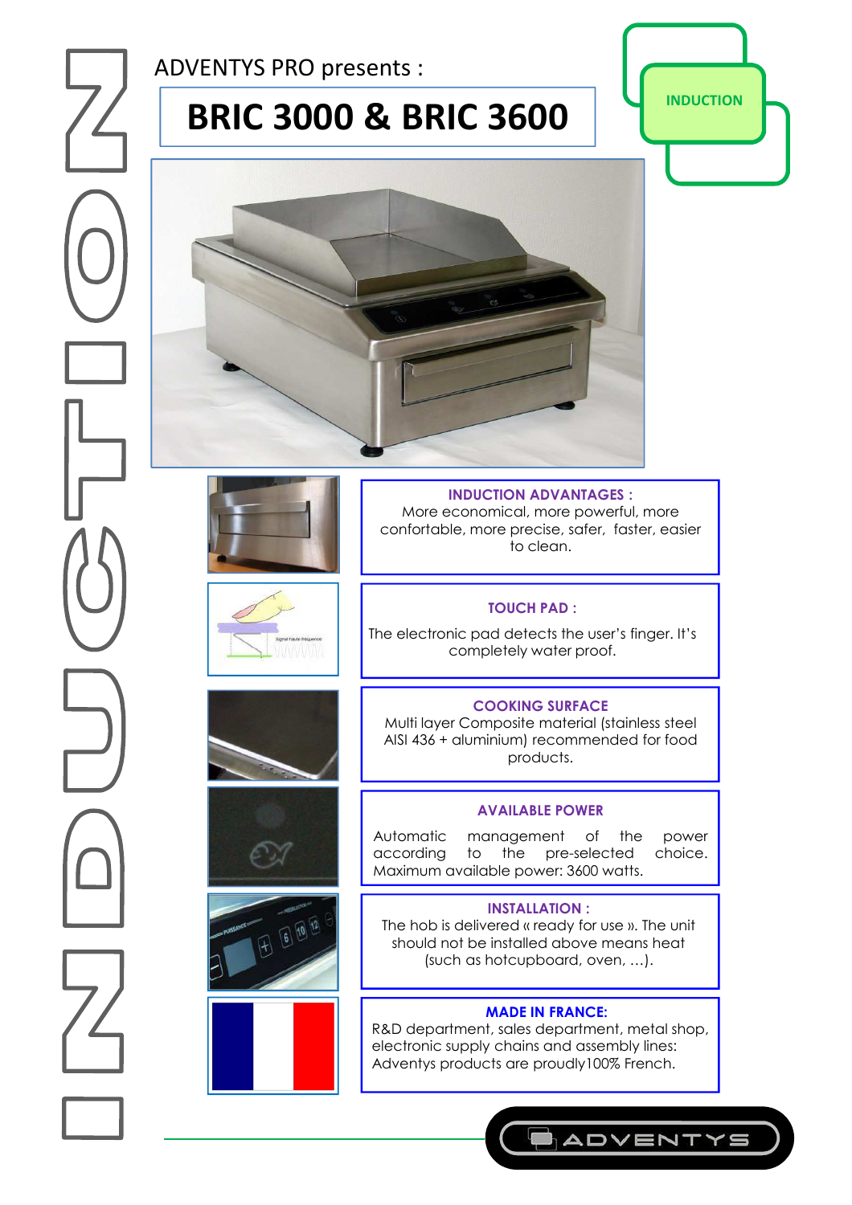ADVENTYS PRO presents :

# BRIC 3000 & BRIC 3600

INDUCTION

**INDUCTION ADVANTAGES :**
More economical, more powerful, more confortable, more precise, safer, faster, easier to clean.

**TOUCH PAD :**
The electronic pad detects the user's finger. It's completely water proof.

**COOKING SURFACE**
Multi layer Composite material (stainless steel AISI 436 + aluminium) recommended for food products.

**AVAILABLE POWER**
Automatic management of the power according to the pre-selected choice. Maximum available power: 3600 watts.

**INSTALLATION :**
The hob is delivered « ready for use ». The unit should not be installed above means heat (such as hotcupboard, oven, …).

**MADE IN FRANCE:**
R&D department, sales department, metal shop, electronic supply chains and assembly lines: Adventys products are proudly100% French.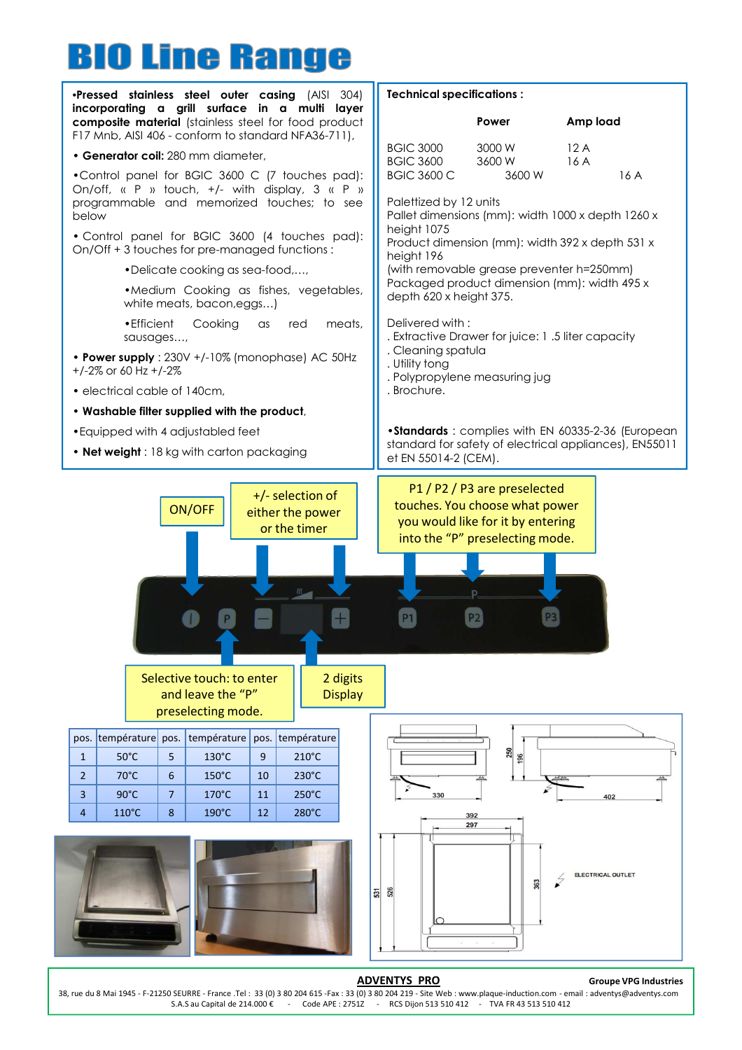# BIO Line Range

•**Pressed stainless steel outer casing** (AISI 304) **incorporating a grill surface in a multi layer composite material** (stainless steel for food product F17 Mnb, AISI 406 - conform to standard NFA36-711),

• **Generator coil:** 280 mm diameter,

•Control panel for BGIC 3600 C (7 touches pad): On/off, « P » touch, +/- with display, 3 « P » programmable and memorized touches; to see below

• Control panel for BGIC 3600 (4 touches pad): On/Off + 3 touches for pre-managed functions :

- •Delicate cooking as sea-food,…,
- •Medium Cooking as fishes, vegetables, white meats, bacon,eggs…)
- •Efficient Cooking as red meats, sausages…,

• **Power supply** : 230V +/-10% (monophase) AC 50Hz +/-2% or 60 Hz +/-2%

• electrical cable of 140cm,

• **Washable filter supplied with the product**,

•Equipped with 4 adjustabled feet

• **Net weight** : 18 kg with carton packaging

**Technical specifications :**

| | Power | Amp load |
|---|---|---|
| BGIC 3000 | 3000 W | 12 A |
| BGIC 3600 | 3600 W | 16 A |
| BGIC 3600 C | 3600 W | 16 A |

Palettized by 12 units
Pallet dimensions (mm): width 1000 x depth 1260 x height 1075
Product dimension (mm): width 392 x depth 531 x height 196
(with removable grease preventer h=250mm)
Packaged product dimension (mm): width 495 x depth 620 x height 375.

Delivered with :
. Extractive Drawer for juice: 1 .5 liter capacity
. Cleaning spatula
. Utility tong
. Polypropylene measuring jug
. Brochure.

•**Standards** : complies with EN 60335-2-36 (European standard for safety of electrical appliances), EN55011 et EN 55014-2 (CEM).

ON/OFF

+/- selection of either the power or the timer

P1 / P2 / P3 are preselected touches. You choose what power you would like for it by entering into the "P" preselecting mode.

Selective touch: to enter and leave the "P" preselecting mode.

2 digits Display

| pos. | température | pos. | température | pos. | température |
|---|---|---|---|---|---|
| 1 | 50°C | 5 | 130°C | 9 | 210°C |
| 2 | 70°C | 6 | 150°C | 10 | 230°C |
| 3 | 90°C | 7 | 170°C | 11 | 250°C |
| 4 | 110°C | 8 | 190°C | 12 | 280°C |

330
250
196
402
392
297
531
526
363
ELECTRICAL OUTLET

**ADVENTYS PRO** — **Groupe VPG Industries**

38, rue du 8 Mai 1945 - F-21250 SEURRE - France .Tel : 33 (0) 3 80 204 615 -Fax : 33 (0) 3 80 204 219 - Site Web : www.plaque-induction.com - email : adventys@adventys.com
S.A.S au Capital de 214.000 € - Code APE : 2751Z - RCS Dijon 513 510 412 - TVA FR 43 513 510 412